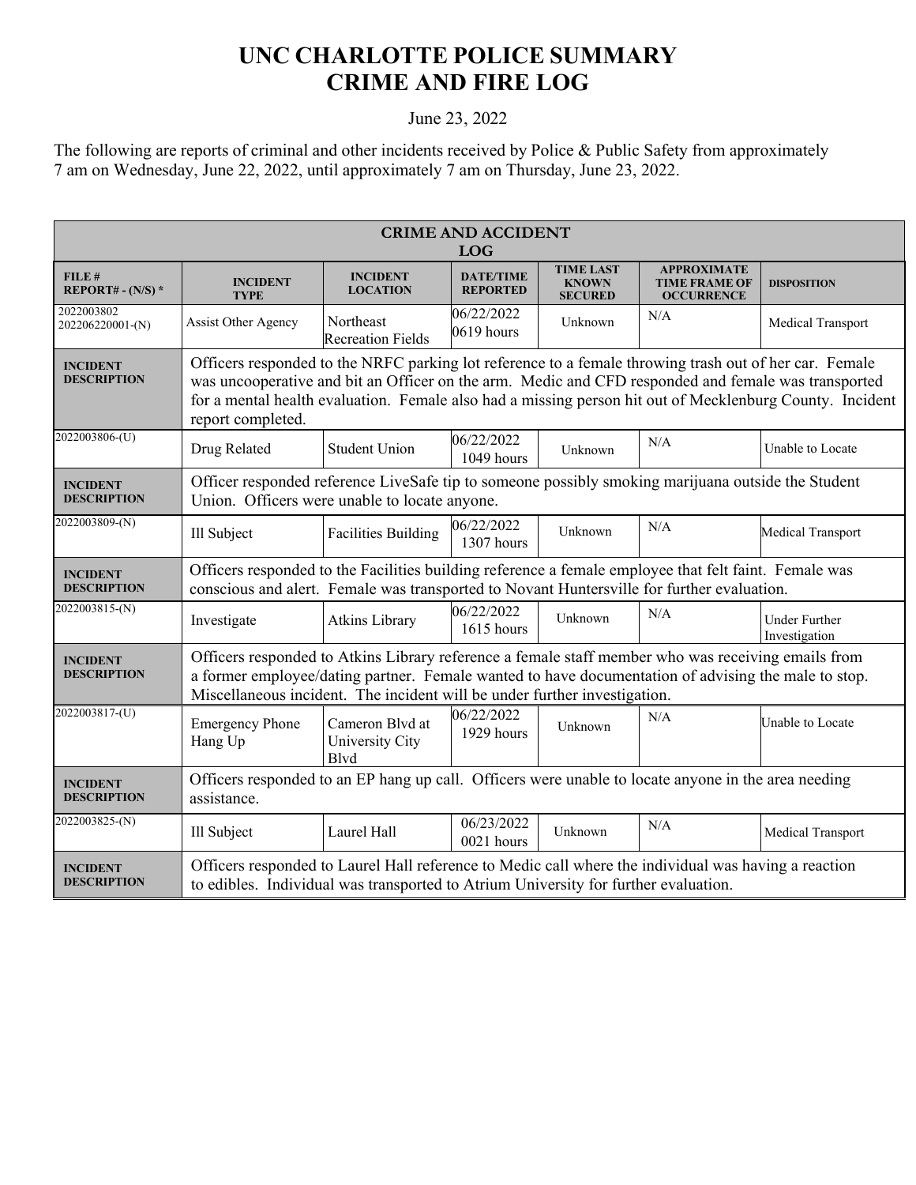# UNC CHARLOTTE POLICE SUMMARY CRIME AND FIRE LOG

June 23, 2022

The following are reports of criminal and other incidents received by Police & Public Safety from approximately 7 am on Wednesday, June 22, 2022, until approximately 7 am on Thursday, June 23, 2022.

| CRIME AND ACCIDENT LOG | | | | | | |
|---|---|---|---|---|---|---|
| **FILE # REPORT# - (N/S) \*** | **INCIDENT TYPE** | **INCIDENT LOCATION** | **DATE/TIME REPORTED** | **TIME LAST KNOWN SECURED** | **APPROXIMATE TIME FRAME OF OCCURRENCE** | **DISPOSITION** |
| 2022003802 202206220001-(N) | Assist Other Agency | Northeast Recreation Fields | 06/22/2022 0619 hours | Unknown | N/A | Medical Transport |
| **INCIDENT DESCRIPTION** | Officers responded to the NRFC parking lot reference to a female throwing trash out of her car. Female was uncooperative and bit an Officer on the arm. Medic and CFD responded and female was transported for a mental health evaluation. Female also had a missing person hit out of Mecklenburg County. Incident report completed. | | | | | |
| 2022003806-(U) | Drug Related | Student Union | 06/22/2022 1049 hours | Unknown | N/A | Unable to Locate |
| **INCIDENT DESCRIPTION** | Officer responded reference LiveSafe tip to someone possibly smoking marijuana outside the Student Union. Officers were unable to locate anyone. | | | | | |
| 2022003809-(N) | Ill Subject | Facilities Building | 06/22/2022 1307 hours | Unknown | N/A | Medical Transport |
| **INCIDENT DESCRIPTION** | Officers responded to the Facilities building reference a female employee that felt faint. Female was conscious and alert. Female was transported to Novant Huntersville for further evaluation. | | | | | |
| 2022003815-(N) | Investigate | Atkins Library | 06/22/2022 1615 hours | Unknown | N/A | Under Further Investigation |
| **INCIDENT DESCRIPTION** | Officers responded to Atkins Library reference a female staff member who was receiving emails from a former employee/dating partner. Female wanted to have documentation of advising the male to stop. Miscellaneous incident. The incident will be under further investigation. | | | | | |
| 2022003817-(U) | Emergency Phone Hang Up | Cameron Blvd at University City Blvd | 06/22/2022 1929 hours | Unknown | N/A | Unable to Locate |
| **INCIDENT DESCRIPTION** | Officers responded to an EP hang up call. Officers were unable to locate anyone in the area needing assistance. | | | | | |
| 2022003825-(N) | Ill Subject | Laurel Hall | 06/23/2022 0021 hours | Unknown | N/A | Medical Transport |
| **INCIDENT DESCRIPTION** | Officers responded to Laurel Hall reference to Medic call where the individual was having a reaction to edibles. Individual was transported to Atrium University for further evaluation. | | | | | |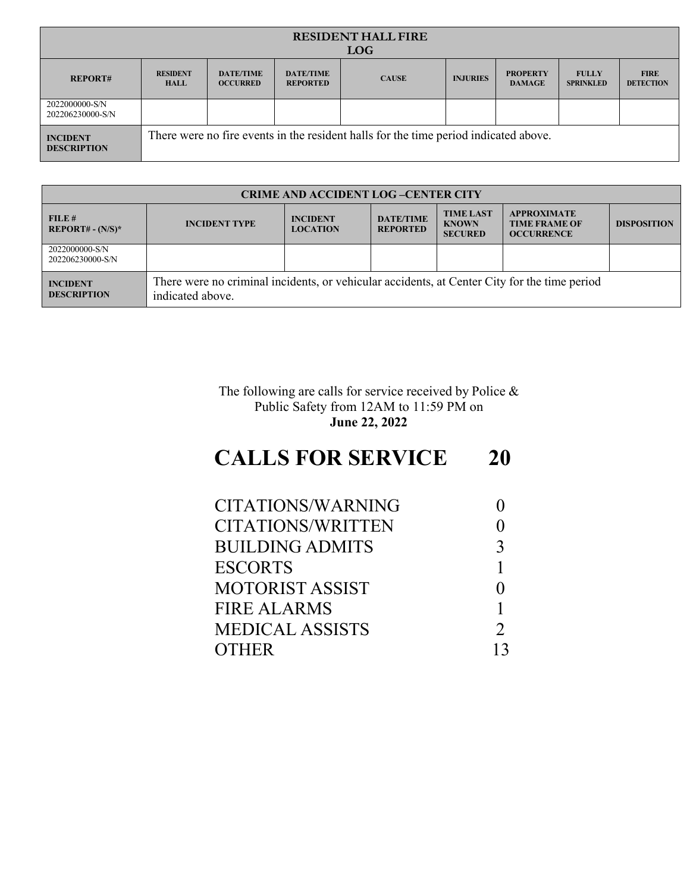| RESIDENT HALL FIRE LOG | | | | | | | | |
|---|---|---|---|---|---|---|---|---|
| **REPORT#** | **RESIDENT HALL** | **DATE/TIME OCCURRED** | **DATE/TIME REPORTED** | **CAUSE** | **INJURIES** | **PROPERTY DAMAGE** | **FULLY SPRINKLED** | **FIRE DETECTION** |
| 2022000000-S/N 202206230000-S/N | | | | | | | | |
| **INCIDENT DESCRIPTION** | There were no fire events in the resident halls for the time period indicated above. | | | | | | | |

| CRIME AND ACCIDENT LOG –CENTER CITY | | | | | | |
|---|---|---|---|---|---|---|
| **FILE # REPORT# - (N/S)*** | **INCIDENT TYPE** | **INCIDENT LOCATION** | **DATE/TIME REPORTED** | **TIME LAST KNOWN SECURED** | **APPROXIMATE TIME FRAME OF OCCURRENCE** | **DISPOSITION** |
| 2022000000-S/N 202206230000-S/N | | | | | | |
| **INCIDENT DESCRIPTION** | There were no criminal incidents, or vehicular accidents, at Center City for the time period indicated above. | | | | | |

The following are calls for service received by Police & Public Safety from 12AM to 11:59 PM on
**June 22, 2022**

# CALLS FOR SERVICE 20

| | |
|---|---|
| CITATIONS/WARNING | 0 |
| CITATIONS/WRITTEN | 0 |
| BUILDING ADMITS | 3 |
| ESCORTS | 1 |
| MOTORIST ASSIST | 0 |
| FIRE ALARMS | 1 |
| MEDICAL ASSISTS | 2 |
| OTHER | 13 |